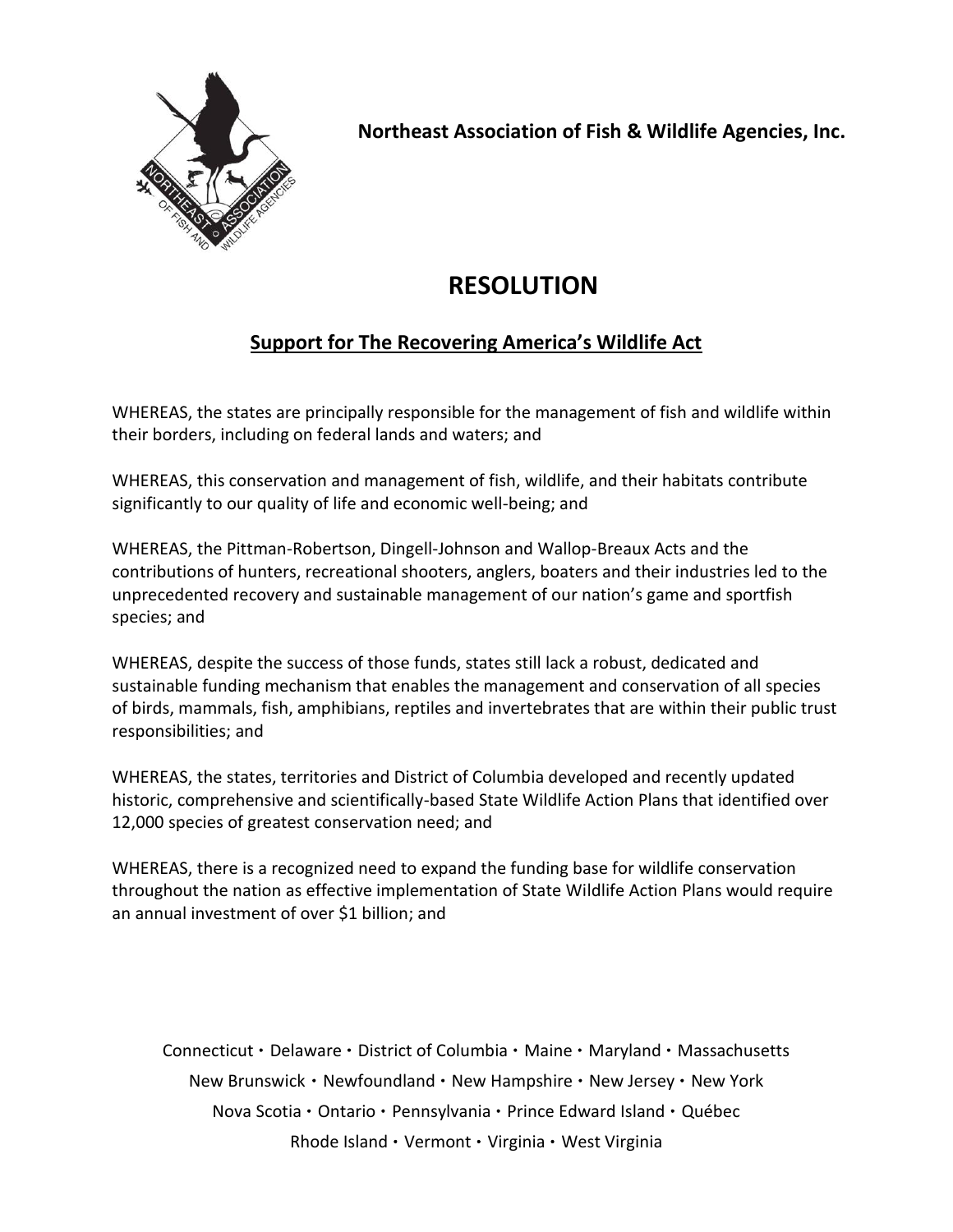**Northeast Association of Fish & Wildlife Agencies, Inc.**

# RESOLUTION

## Support for The Recovering America's Wildlife Act

WHEREAS, the states are principally responsible for the management of fish and wildlife within their borders, including on federal lands and waters; and

WHEREAS, this conservation and management of fish, wildlife, and their habitats contribute significantly to our quality of life and economic well-being; and

WHEREAS, the Pittman-Robertson, Dingell-Johnson and Wallop-Breaux Acts and the contributions of hunters, recreational shooters, anglers, boaters and their industries led to the unprecedented recovery and sustainable management of our nation's game and sportfish species; and

WHEREAS, despite the success of those funds, states still lack a robust, dedicated and sustainable funding mechanism that enables the management and conservation of all species of birds, mammals, fish, amphibians, reptiles and invertebrates that are within their public trust responsibilities; and

WHEREAS, the states, territories and District of Columbia developed and recently updated historic, comprehensive and scientifically-based State Wildlife Action Plans that identified over 12,000 species of greatest conservation need; and

WHEREAS, there is a recognized need to expand the funding base for wildlife conservation throughout the nation as effective implementation of State Wildlife Action Plans would require an annual investment of over $1 billion; and

Connecticut · Delaware · District of Columbia · Maine · Maryland · Massachusetts
New Brunswick · Newfoundland · New Hampshire · New Jersey · New York
Nova Scotia · Ontario · Pennsylvania · Prince Edward Island · Québec
Rhode Island · Vermont · Virginia · West Virginia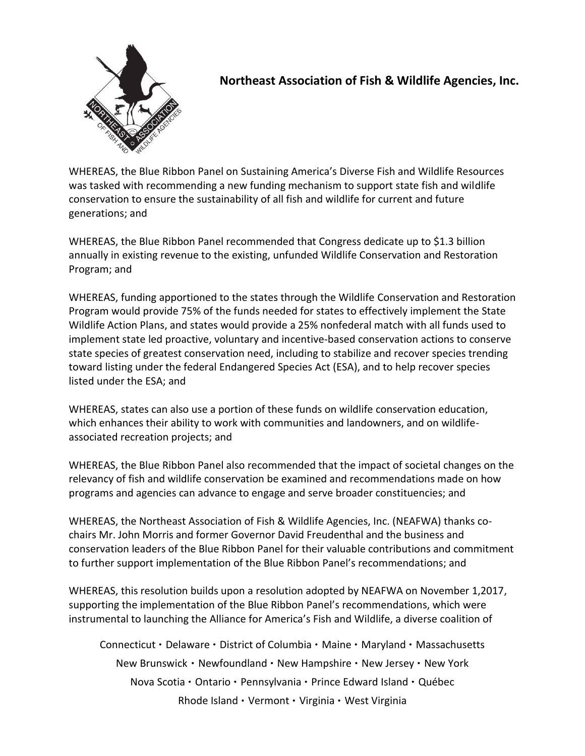**Northeast Association of Fish & Wildlife Agencies, Inc.**

WHEREAS, the Blue Ribbon Panel on Sustaining America's Diverse Fish and Wildlife Resources was tasked with recommending a new funding mechanism to support state fish and wildlife conservation to ensure the sustainability of all fish and wildlife for current and future generations; and

WHEREAS, the Blue Ribbon Panel recommended that Congress dedicate up to $1.3 billion annually in existing revenue to the existing, unfunded Wildlife Conservation and Restoration Program; and

WHEREAS, funding apportioned to the states through the Wildlife Conservation and Restoration Program would provide 75% of the funds needed for states to effectively implement the State Wildlife Action Plans, and states would provide a 25% nonfederal match with all funds used to implement state led proactive, voluntary and incentive-based conservation actions to conserve state species of greatest conservation need, including to stabilize and recover species trending toward listing under the federal Endangered Species Act (ESA), and to help recover species listed under the ESA; and

WHEREAS, states can also use a portion of these funds on wildlife conservation education, which enhances their ability to work with communities and landowners, and on wildlife-associated recreation projects; and

WHEREAS, the Blue Ribbon Panel also recommended that the impact of societal changes on the relevancy of fish and wildlife conservation be examined and recommendations made on how programs and agencies can advance to engage and serve broader constituencies; and

WHEREAS, the Northeast Association of Fish & Wildlife Agencies, Inc. (NEAFWA) thanks co-chairs Mr. John Morris and former Governor David Freudenthal and the business and conservation leaders of the Blue Ribbon Panel for their valuable contributions and commitment to further support implementation of the Blue Ribbon Panel's recommendations; and

WHEREAS, this resolution builds upon a resolution adopted by NEAFWA on November 1,2017, supporting the implementation of the Blue Ribbon Panel's recommendations, which were instrumental to launching the Alliance for America's Fish and Wildlife, a diverse coalition of

Connecticut • Delaware • District of Columbia • Maine • Maryland • Massachusetts
New Brunswick • Newfoundland • New Hampshire • New Jersey • New York
Nova Scotia • Ontario • Pennsylvania • Prince Edward Island • Québec
Rhode Island • Vermont • Virginia • West Virginia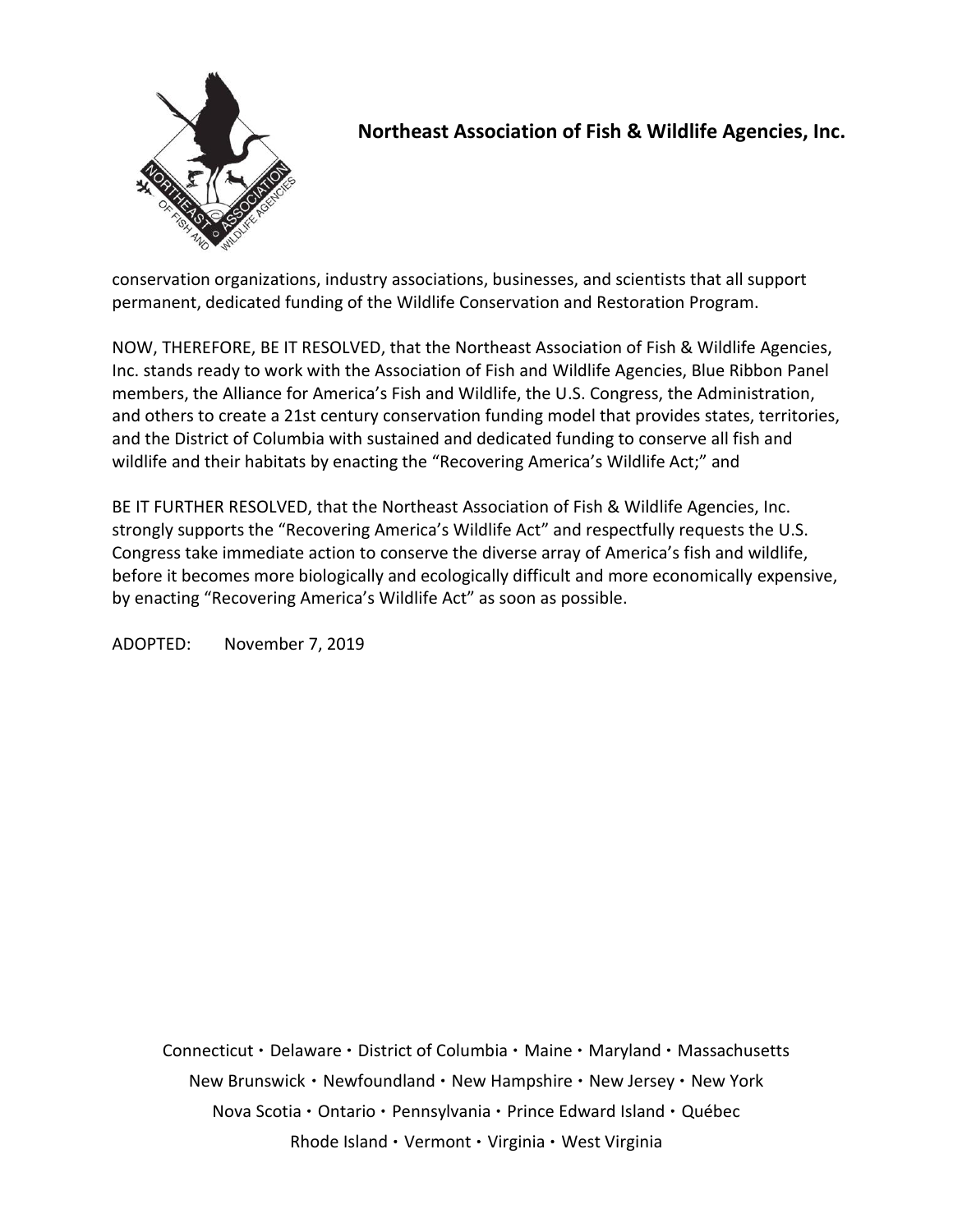conservation organizations, industry associations, businesses, and scientists that all support permanent, dedicated funding of the Wildlife Conservation and Restoration Program.

NOW, THEREFORE, BE IT RESOLVED, that the Northeast Association of Fish & Wildlife Agencies, Inc. stands ready to work with the Association of Fish and Wildlife Agencies, Blue Ribbon Panel members, the Alliance for America's Fish and Wildlife, the U.S. Congress, the Administration, and others to create a 21st century conservation funding model that provides states, territories, and the District of Columbia with sustained and dedicated funding to conserve all fish and wildlife and their habitats by enacting the "Recovering America's Wildlife Act;" and

BE IT FURTHER RESOLVED, that the Northeast Association of Fish & Wildlife Agencies, Inc. strongly supports the "Recovering America's Wildlife Act" and respectfully requests the U.S. Congress take immediate action to conserve the diverse array of America's fish and wildlife, before it becomes more biologically and ecologically difficult and more economically expensive, by enacting "Recovering America's Wildlife Act" as soon as possible.

ADOPTED: November 7, 2019